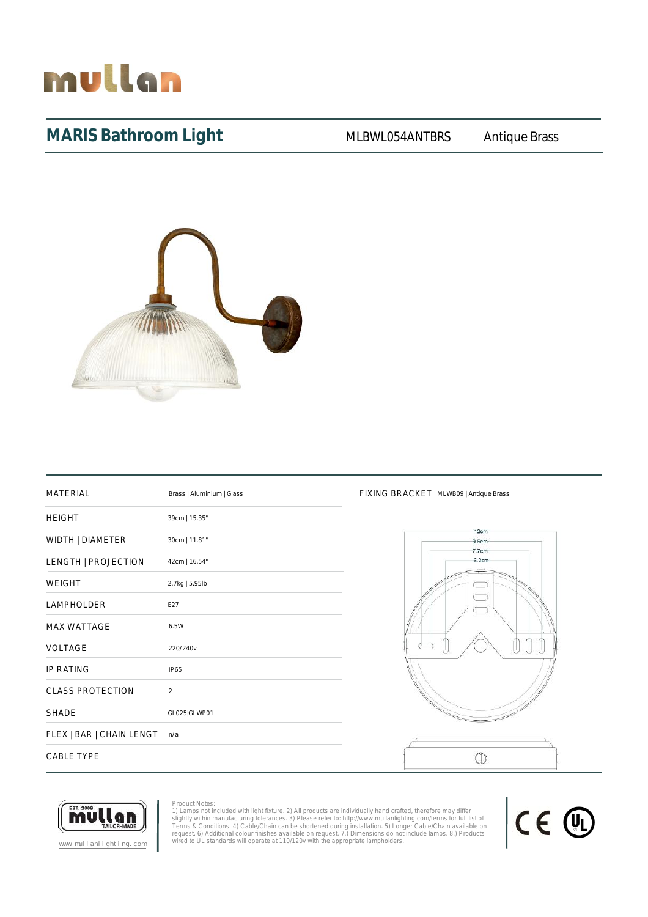# mullan

## MARIS Bathroom Light

MLBWL054ANTBRS Antique Brass

| MATERIAL | Brass \| Aluminium \| Glass |
|---|---|
| HEIGHT | 39cm \| 15.35" |
| WIDTH \| DIAMETER | 30cm \| 11.81" |
| LENGTH \| PROJECTION | 42cm \| 16.54" |
| WEIGHT | 2.7kg \| 5.95lb |
| LAMPHOLDER | E27 |
| MAX WATTAGE | 6.5W |
| VOLTAGE | 220/240v |
| IP RATING | IP65 |
| CLASS PROTECTION | 2 |
| SHADE | GL025\|GLWP01 |
| FLEX \| BAR \| CHAIN LENGT | n/a |
| CABLE TYPE | |

FIXING BRACKET MLWB09 | Antique Brass

12cm
9.6cm
7.7cm
6.2cm

EST. 2009 mullan TAILOR-MADE

www.mullanlighting.com

Product Notes:
1) Lamps not included with light fixture. 2) All products are individually hand crafted, therefore may differ slightly within manufacturing tolerances. 3) Please refer to: http://www.mullanlighting.com/terms for full list of Terms & Conditions. 4) Cable/Chain can be shortened during installation. 5) Longer Cable/Chain available on request. 6) Additional colour finishes available on request. 7.) Dimensions do not include lamps. 8.) Products wired to UL standards will operate at 110/120v with the appropriate lampholders.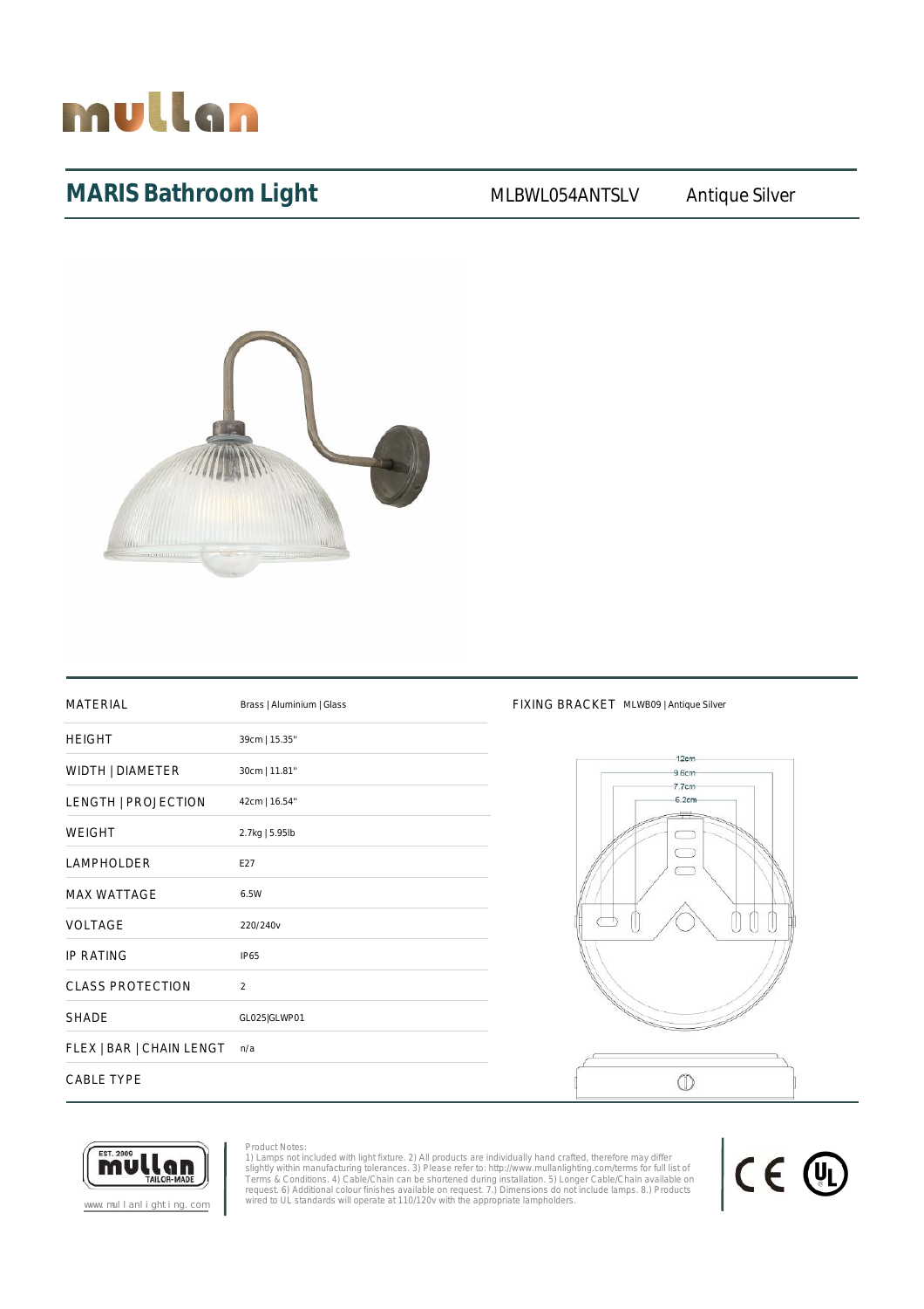# MARIS Bathroom Light

MLBWL054ANTSLV Antique Silver

| MATERIAL | Brass \| Aluminium \| Glass |
|---|---|
| HEIGHT | 39cm \| 15.35" |
| WIDTH \| DIAMETER | 30cm \| 11.81" |
| LENGTH \| PROJECTION | 42cm \| 16.54" |
| WEIGHT | 2.7kg \| 5.95lb |
| LAMPHOLDER | E27 |
| MAX WATTAGE | 6.5W |
| VOLTAGE | 220/240v |
| IP RATING | IP65 |
| CLASS PROTECTION | 2 |
| SHADE | GL025\|GLWP01 |
| FLEX \| BAR \| CHAIN LENGT | n/a |
| CABLE TYPE | |

FIXING BRACKET MLWB09 | Antique Silver

12cm
9.6cm
7.7cm
6.2cm

www.mullanlighting.com

Product Notes:
1) Lamps not included with light fixture. 2) All products are individually hand crafted, therefore may differ slightly within manufacturing tolerances. 3) Please refer to: http://www.mullanlighting.com/terms for full list of Terms & Conditions. 4) Cable/Chain can be shortened during installation. 5) Longer Cable/Chain available on request. 6) Additional colour finishes available on request. 7.) Dimensions do not include lamps. 8.) Products wired to UL standards will operate at 110/120v with the appropriate lampholders.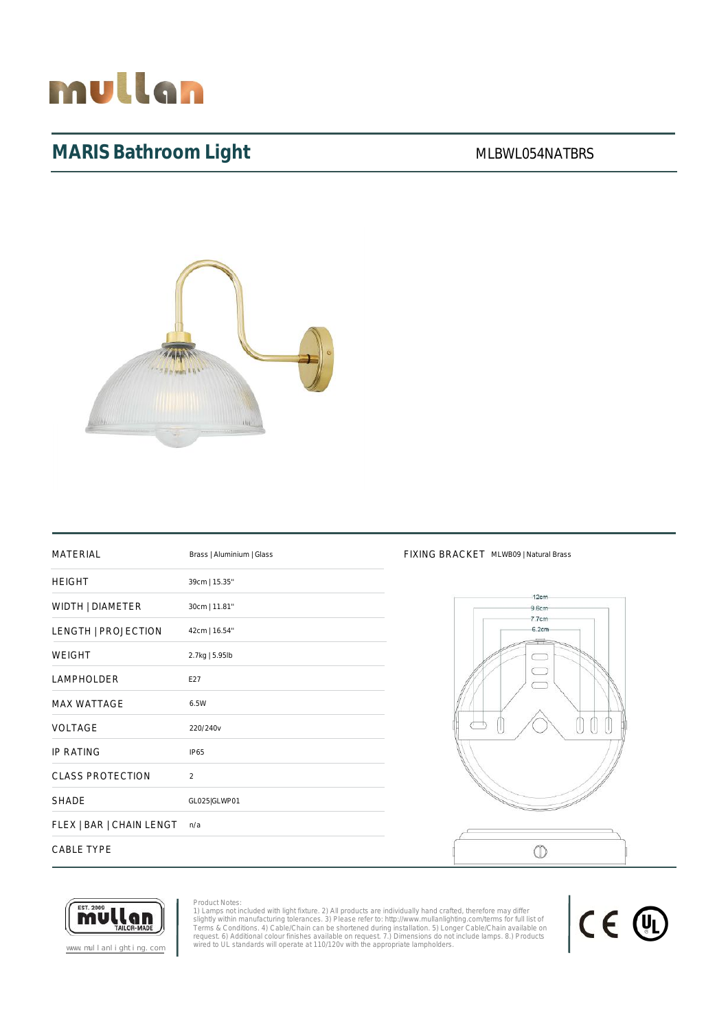# MARIS Bathroom Light

MLBWL054NATBRS

| MATERIAL | Brass \| Aluminium \| Glass |
|---|---|
| HEIGHT | 39cm \| 15.35" |
| WIDTH \| DIAMETER | 30cm \| 11.81" |
| LENGTH \| PROJECTION | 42cm \| 16.54" |
| WEIGHT | 2.7kg \| 5.95lb |
| LAMPHOLDER | E27 |
| MAX WATTAGE | 6.5W |
| VOLTAGE | 220/240v |
| IP RATING | IP65 |
| CLASS PROTECTION | 2 |
| SHADE | GL025\|GLWP01 |
| FLEX \| BAR \| CHAIN LENGT | n/a |
| CABLE TYPE | |

FIXING BRACKET MLWB09 | Natural Brass

12cm
9.6cm
7.7cm
6.2cm

www.mullanlighting.com

Product Notes:
1) Lamps not included with light fixture. 2) All products are individually hand crafted, therefore may differ slightly within manufacturing tolerances. 3) Please refer to: http://www.mullanlighting.com/terms for full list of Terms & Conditions. 4) Cable/Chain can be shortened during installation. 5) Longer Cable/Chain available on request. 6) Additional colour finishes available on request. 7.) Dimensions do not include lamps. 8.) Products wired to UL standards will operate at 110/120v with the appropriate lampholders.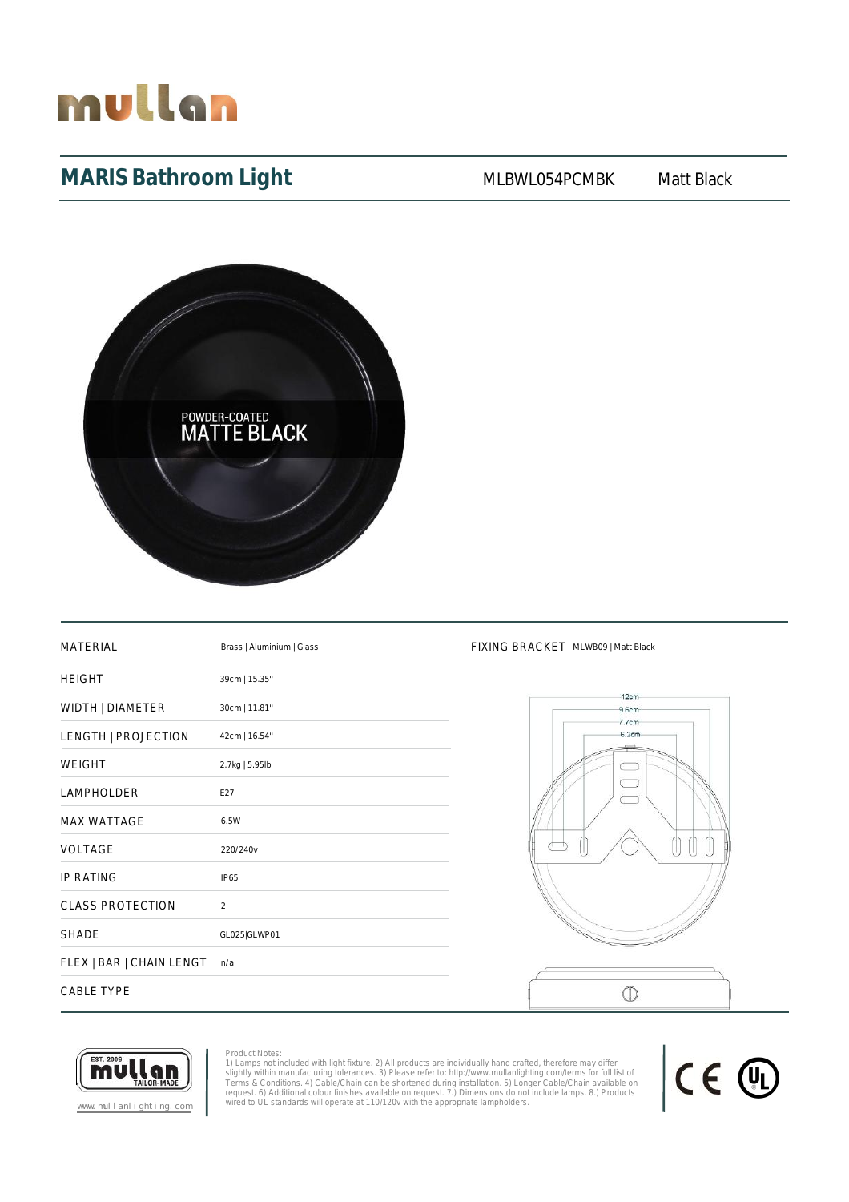mullan

## MARIS Bathroom Light

MLBWL054PCMBK Matt Black

POWDER-COATED
MATTE BLACK

| MATERIAL | Brass \| Aluminium \| Glass |
|---|---|
| HEIGHT | 39cm \| 15.35" |
| WIDTH \| DIAMETER | 30cm \| 11.81" |
| LENGTH \| PROJECTION | 42cm \| 16.54" |
| WEIGHT | 2.7kg \| 5.95lb |
| LAMPHOLDER | E27 |
| MAX WATTAGE | 6.5W |
| VOLTAGE | 220/240v |
| IP RATING | IP65 |
| CLASS PROTECTION | 2 |
| SHADE | GL025\|GLWP01 |
| FLEX \| BAR \| CHAIN LENGT | n/a |
| CABLE TYPE | |

FIXING BRACKET MLWB09 | Matt Black

12cm
9.6cm
7.7cm
6.2cm

EST. 2009 mullan TAILOR-MADE
www.mullanlighting.com

Product Notes:
1) Lamps not included with light fixture. 2) All products are individually hand crafted, therefore may differ slightly within manufacturing tolerances. 3) Please refer to: http://www.mullanlighting.com/terms for full list of Terms & Conditions. 4) Cable/Chain can be shortened during installation. 5) Longer Cable/Chain available on request. 6) Additional colour finishes available on request. 7.) Dimensions do not include lamps. 8.) Products wired to UL standards will operate at 110/120v with the appropriate lampholders.

CE UL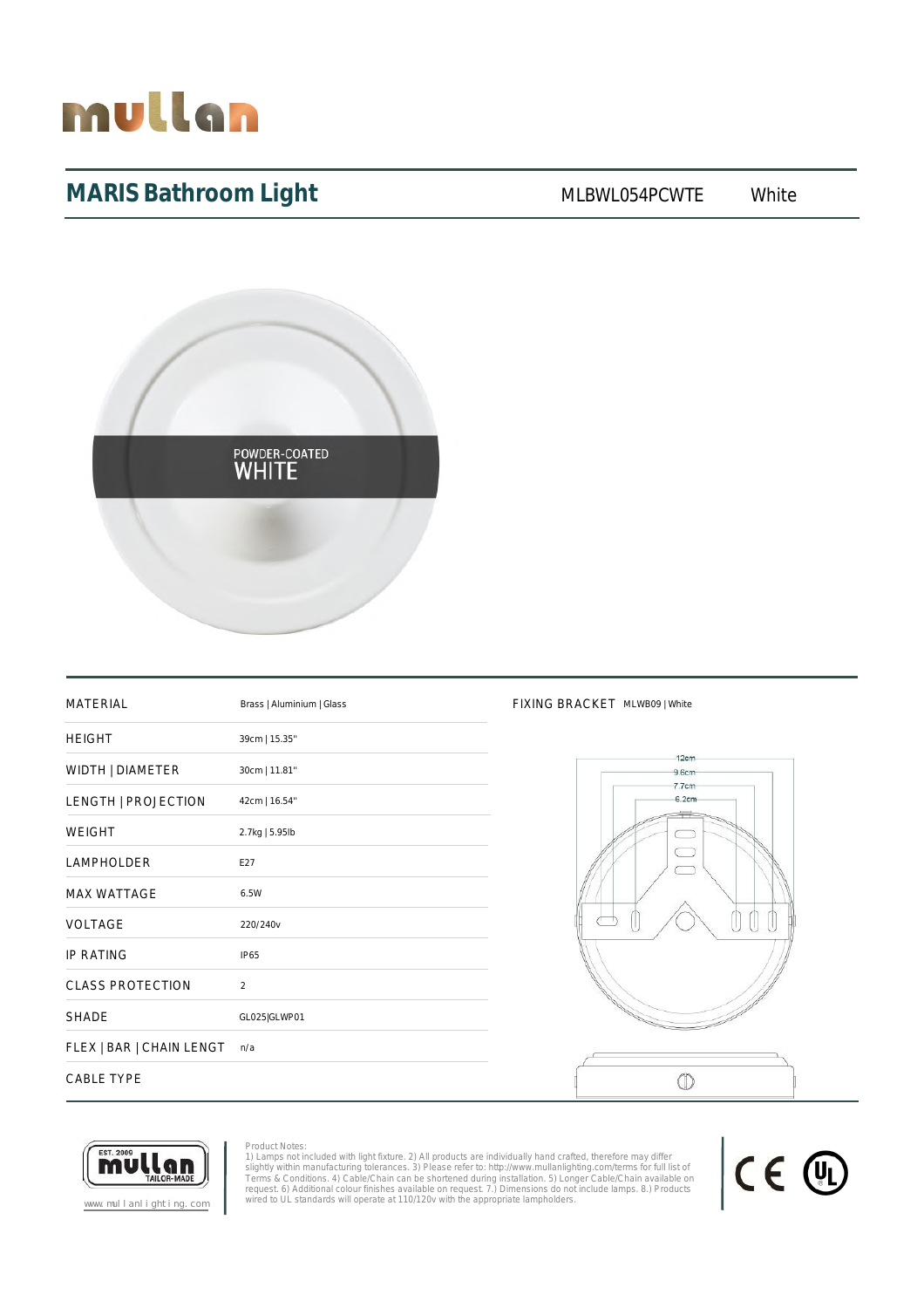# MARIS Bathroom Light

MLBWL054PCWTE White

POWDER-COATED WHITE

| MATERIAL | Brass \| Aluminium \| Glass |
|---|---|
| HEIGHT | 39cm \| 15.35" |
| WIDTH \| DIAMETER | 30cm \| 11.81" |
| LENGTH \| PROJECTION | 42cm \| 16.54" |
| WEIGHT | 2.7kg \| 5.95lb |
| LAMPHOLDER | E27 |
| MAX WATTAGE | 6.5W |
| VOLTAGE | 220/240v |
| IP RATING | IP65 |
| CLASS PROTECTION | 2 |
| SHADE | GL025\|GLWP01 |
| FLEX \| BAR \| CHAIN LENGT | n/a |
| CABLE TYPE | |

FIXING BRACKET MLWB09 | White

12cm
9.6cm
7.7cm
6.2cm

www.mullanlighting.com

Product Notes:
1) Lamps not included with light fixture. 2) All products are individually hand crafted, therefore may differ slightly within manufacturing tolerances. 3) Please refer to: http://www.mullanlighting.com/terms for full list of Terms & Conditions. 4) Cable/Chain can be shortened during installation. 5) Longer Cable/Chain available on request. 6) Additional colour finishes available on request. 7.) Dimensions do not include lamps. 8.) Products wired to UL standards will operate at 110/120v with the appropriate lampholders.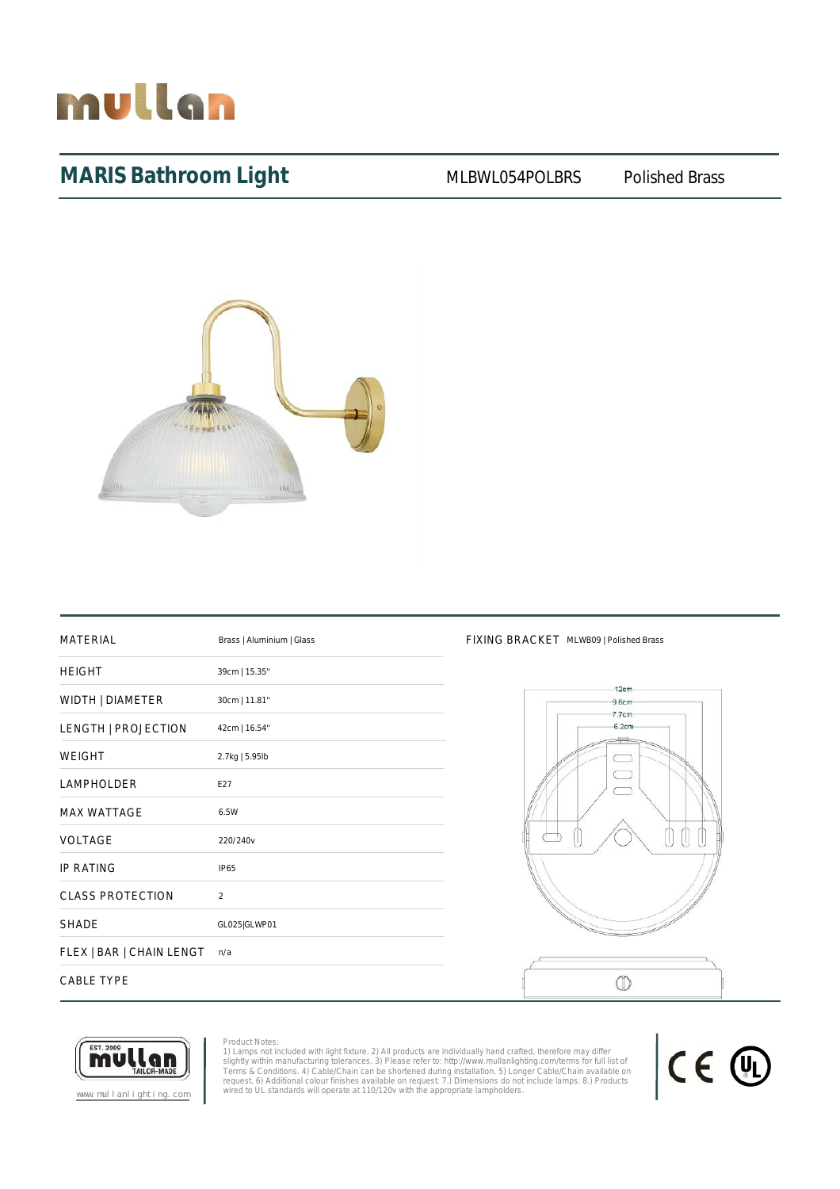# MARIS Bathroom Light

MLBWL054POLBRS Polished Brass

| MATERIAL | Brass \| Aluminium \| Glass |
|---|---|
| HEIGHT | 39cm \| 15.35" |
| WIDTH \| DIAMETER | 30cm \| 11.81" |
| LENGTH \| PROJECTION | 42cm \| 16.54" |
| WEIGHT | 2.7kg \| 5.95lb |
| LAMPHOLDER | E27 |
| MAX WATTAGE | 6.5W |
| VOLTAGE | 220/240v |
| IP RATING | IP65 |
| CLASS PROTECTION | 2 |
| SHADE | GL025\|GLWP01 |
| FLEX \| BAR \| CHAIN LENGT | n/a |
| CABLE TYPE | |

FIXING BRACKET MLWB09 | Polished Brass

12cm
9.6cm
7.7cm
6.2cm

EST. 2009 mullan TAILOR-MADE

www.mullanlighting.com

Product Notes:
1) Lamps not included with light fixture. 2) All products are individually hand crafted, therefore may differ slightly within manufacturing tolerances. 3) Please refer to: http://www.mullanlighting.com/terms for full list of Terms & Conditions. 4) Cable/Chain can be shortened during installation. 5) Longer Cable/Chain available on request. 6) Additional colour finishes available on request. 7.) Dimensions do not include lamps. 8.) Products wired to UL standards will operate at 110/120v with the appropriate lampholders.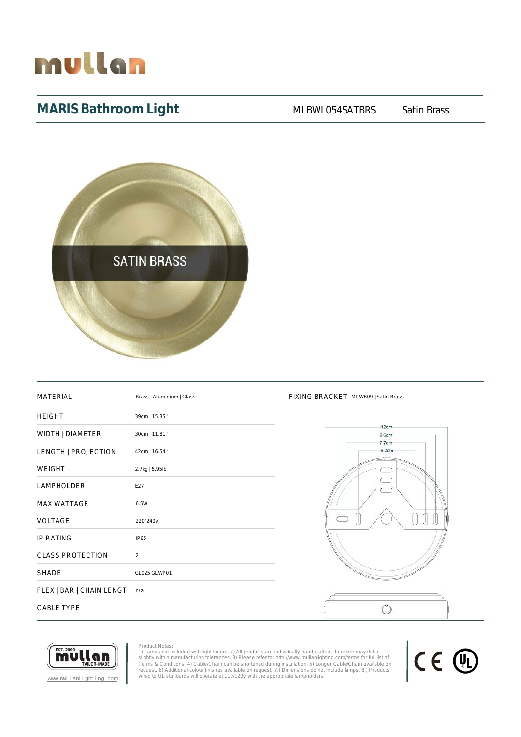# MARIS Bathroom Light

MLBWL054SATBRS Satin Brass

SATIN BRASS

| | |
|---|---|
| MATERIAL | Brass \| Aluminium \| Glass |
| HEIGHT | 39cm \| 15.35" |
| WIDTH \| DIAMETER | 30cm \| 11.81" |
| LENGTH \| PROJECTION | 42cm \| 16.54" |
| WEIGHT | 2.7kg \| 5.95lb |
| LAMPHOLDER | E27 |
| MAX WATTAGE | 6.5W |
| VOLTAGE | 220/240v |
| IP RATING | IP65 |
| CLASS PROTECTION | 2 |
| SHADE | GL025\|GLWP01 |
| FLEX \| BAR \| CHAIN LENGT | n/a |
| CABLE TYPE | |

FIXING BRACKET MLWB09 | Satin Brass

12cm
9.6cm
7.7cm
6.2cm

EST. 2009 mullan TAILOR-MADE

www.mullanlighting.com

Product Notes:
1) Lamps not included with light fixture. 2) All products are individually hand crafted, therefore may differ slightly within manufacturing tolerances. 3) Please refer to: http://www.mullanlighting.com/terms for full list of Terms & Conditions. 4) Cable/Chain can be shortened during installation. 5) Longer Cable/Chain available on request. 6) Additional colour finishes available on request. 7.) Dimensions do not include lamps. 8.) Products wired to UL standards will operate at 110/120v with the appropriate lampholders.